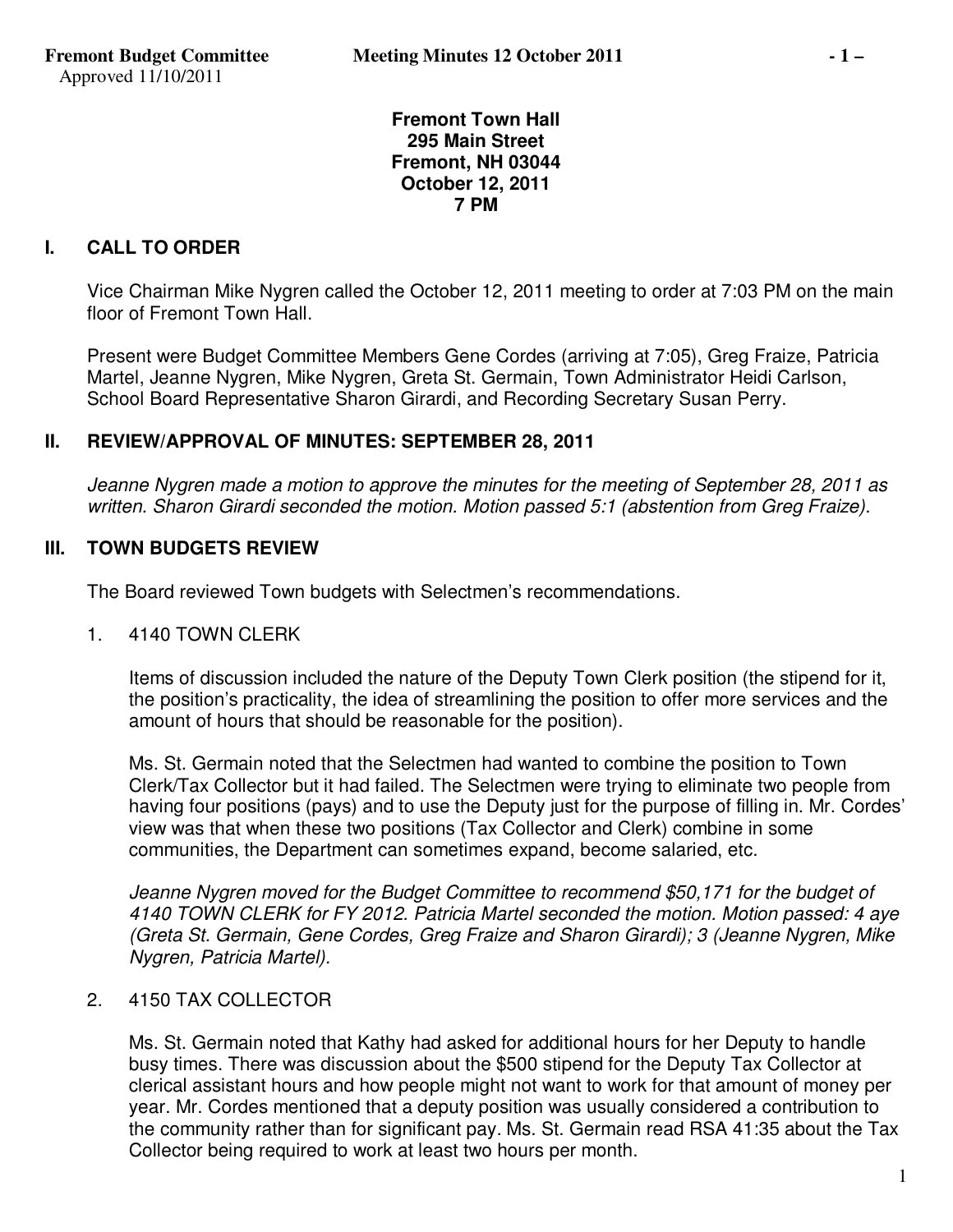Approved 11/10/2011

**Fremont Town Hall**
**295 Main Street**
**Fremont, NH 03044**
**October 12, 2011**
**7 PM**

## I. CALL TO ORDER

Vice Chairman Mike Nygren called the October 12, 2011 meeting to order at 7:03 PM on the main floor of Fremont Town Hall.

Present were Budget Committee Members Gene Cordes (arriving at 7:05), Greg Fraize, Patricia Martel, Jeanne Nygren, Mike Nygren, Greta St. Germain, Town Administrator Heidi Carlson, School Board Representative Sharon Girardi, and Recording Secretary Susan Perry.

## II. REVIEW/APPROVAL OF MINUTES: SEPTEMBER 28, 2011

*Jeanne Nygren made a motion to approve the minutes for the meeting of September 28, 2011 as written. Sharon Girardi seconded the motion. Motion passed 5:1 (abstention from Greg Fraize).*

## III. TOWN BUDGETS REVIEW

The Board reviewed Town budgets with Selectmen's recommendations.

1. 4140 TOWN CLERK

   Items of discussion included the nature of the Deputy Town Clerk position (the stipend for it, the position's practicality, the idea of streamlining the position to offer more services and the amount of hours that should be reasonable for the position).

   Ms. St. Germain noted that the Selectmen had wanted to combine the position to Town Clerk/Tax Collector but it had failed. The Selectmen were trying to eliminate two people from having four positions (pays) and to use the Deputy just for the purpose of filling in. Mr. Cordes' view was that when these two positions (Tax Collector and Clerk) combine in some communities, the Department can sometimes expand, become salaried, etc.

   *Jeanne Nygren moved for the Budget Committee to recommend $50,171 for the budget of 4140 TOWN CLERK for FY 2012. Patricia Martel seconded the motion. Motion passed: 4 aye (Greta St. Germain, Gene Cordes, Greg Fraize and Sharon Girardi); 3 (Jeanne Nygren, Mike Nygren, Patricia Martel).*

2. 4150 TAX COLLECTOR

   Ms. St. Germain noted that Kathy had asked for additional hours for her Deputy to handle busy times. There was discussion about the $500 stipend for the Deputy Tax Collector at clerical assistant hours and how people might not want to work for that amount of money per year. Mr. Cordes mentioned that a deputy position was usually considered a contribution to the community rather than for significant pay. Ms. St. Germain read RSA 41:35 about the Tax Collector being required to work at least two hours per month.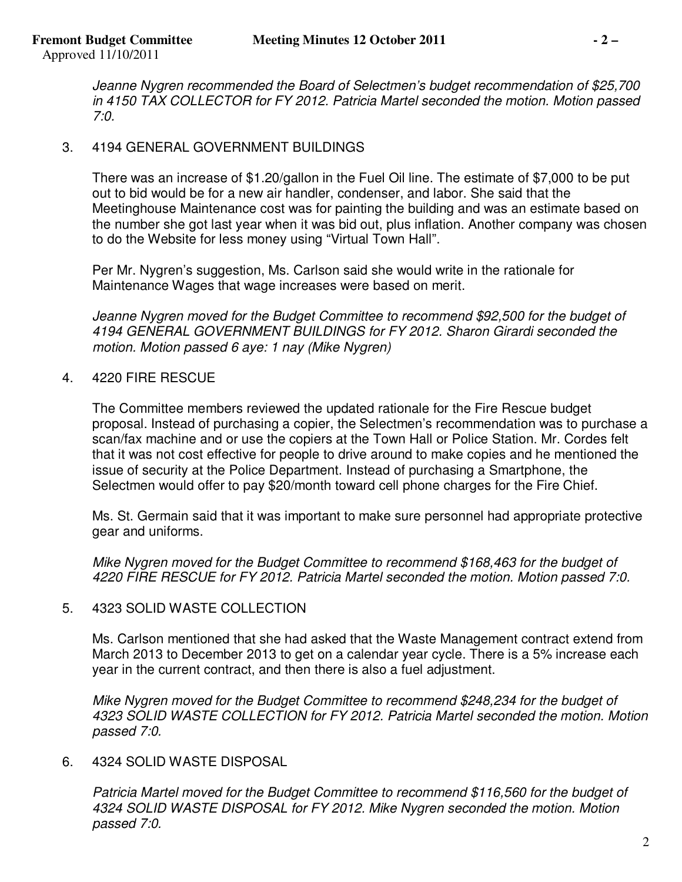*Jeanne Nygren recommended the Board of Selectmen's budget recommendation of $25,700 in 4150 TAX COLLECTOR for FY 2012. Patricia Martel seconded the motion. Motion passed 7:0.*

3. 4194 GENERAL GOVERNMENT BUILDINGS

   There was an increase of $1.20/gallon in the Fuel Oil line. The estimate of $7,000 to be put out to bid would be for a new air handler, condenser, and labor. She said that the Meetinghouse Maintenance cost was for painting the building and was an estimate based on the number she got last year when it was bid out, plus inflation. Another company was chosen to do the Website for less money using "Virtual Town Hall".

   Per Mr. Nygren's suggestion, Ms. Carlson said she would write in the rationale for Maintenance Wages that wage increases were based on merit.

   *Jeanne Nygren moved for the Budget Committee to recommend $92,500 for the budget of 4194 GENERAL GOVERNMENT BUILDINGS for FY 2012. Sharon Girardi seconded the motion. Motion passed 6 aye: 1 nay (Mike Nygren)*

4. 4220 FIRE RESCUE

   The Committee members reviewed the updated rationale for the Fire Rescue budget proposal. Instead of purchasing a copier, the Selectmen's recommendation was to purchase a scan/fax machine and or use the copiers at the Town Hall or Police Station. Mr. Cordes felt that it was not cost effective for people to drive around to make copies and he mentioned the issue of security at the Police Department. Instead of purchasing a Smartphone, the Selectmen would offer to pay $20/month toward cell phone charges for the Fire Chief.

   Ms. St. Germain said that it was important to make sure personnel had appropriate protective gear and uniforms.

   *Mike Nygren moved for the Budget Committee to recommend $168,463 for the budget of 4220 FIRE RESCUE for FY 2012. Patricia Martel seconded the motion. Motion passed 7:0.*

5. 4323 SOLID WASTE COLLECTION

   Ms. Carlson mentioned that she had asked that the Waste Management contract extend from March 2013 to December 2013 to get on a calendar year cycle. There is a 5% increase each year in the current contract, and then there is also a fuel adjustment.

   *Mike Nygren moved for the Budget Committee to recommend $248,234 for the budget of 4323 SOLID WASTE COLLECTION for FY 2012. Patricia Martel seconded the motion. Motion passed 7:0.*

6. 4324 SOLID WASTE DISPOSAL

   *Patricia Martel moved for the Budget Committee to recommend $116,560 for the budget of 4324 SOLID WASTE DISPOSAL for FY 2012. Mike Nygren seconded the motion. Motion passed 7:0.*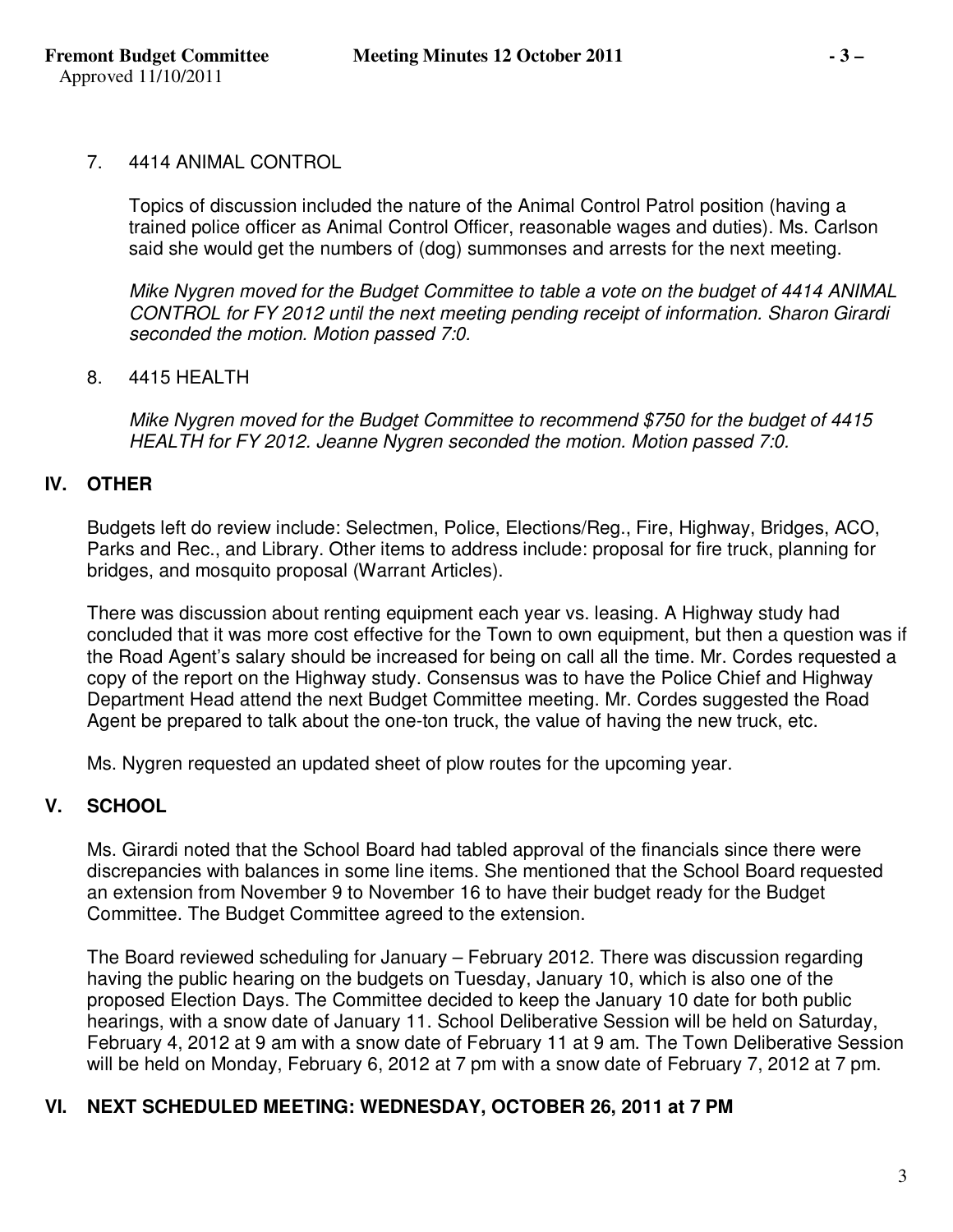7. 4414 ANIMAL CONTROL

   Topics of discussion included the nature of the Animal Control Patrol position (having a trained police officer as Animal Control Officer, reasonable wages and duties). Ms. Carlson said she would get the numbers of (dog) summonses and arrests for the next meeting.

   *Mike Nygren moved for the Budget Committee to table a vote on the budget of 4414 ANIMAL CONTROL for FY 2012 until the next meeting pending receipt of information. Sharon Girardi seconded the motion. Motion passed 7:0.*

8. 4415 HEALTH

   *Mike Nygren moved for the Budget Committee to recommend $750 for the budget of 4415 HEALTH for FY 2012. Jeanne Nygren seconded the motion. Motion passed 7:0.*

## IV. OTHER

Budgets left do review include: Selectmen, Police, Elections/Reg., Fire, Highway, Bridges, ACO, Parks and Rec., and Library. Other items to address include: proposal for fire truck, planning for bridges, and mosquito proposal (Warrant Articles).

There was discussion about renting equipment each year vs. leasing. A Highway study had concluded that it was more cost effective for the Town to own equipment, but then a question was if the Road Agent's salary should be increased for being on call all the time. Mr. Cordes requested a copy of the report on the Highway study. Consensus was to have the Police Chief and Highway Department Head attend the next Budget Committee meeting. Mr. Cordes suggested the Road Agent be prepared to talk about the one-ton truck, the value of having the new truck, etc.

Ms. Nygren requested an updated sheet of plow routes for the upcoming year.

## V. SCHOOL

Ms. Girardi noted that the School Board had tabled approval of the financials since there were discrepancies with balances in some line items. She mentioned that the School Board requested an extension from November 9 to November 16 to have their budget ready for the Budget Committee. The Budget Committee agreed to the extension.

The Board reviewed scheduling for January – February 2012. There was discussion regarding having the public hearing on the budgets on Tuesday, January 10, which is also one of the proposed Election Days. The Committee decided to keep the January 10 date for both public hearings, with a snow date of January 11. School Deliberative Session will be held on Saturday, February 4, 2012 at 9 am with a snow date of February 11 at 9 am. The Town Deliberative Session will be held on Monday, February 6, 2012 at 7 pm with a snow date of February 7, 2012 at 7 pm.

## VI. NEXT SCHEDULED MEETING: WEDNESDAY, OCTOBER 26, 2011 at 7 PM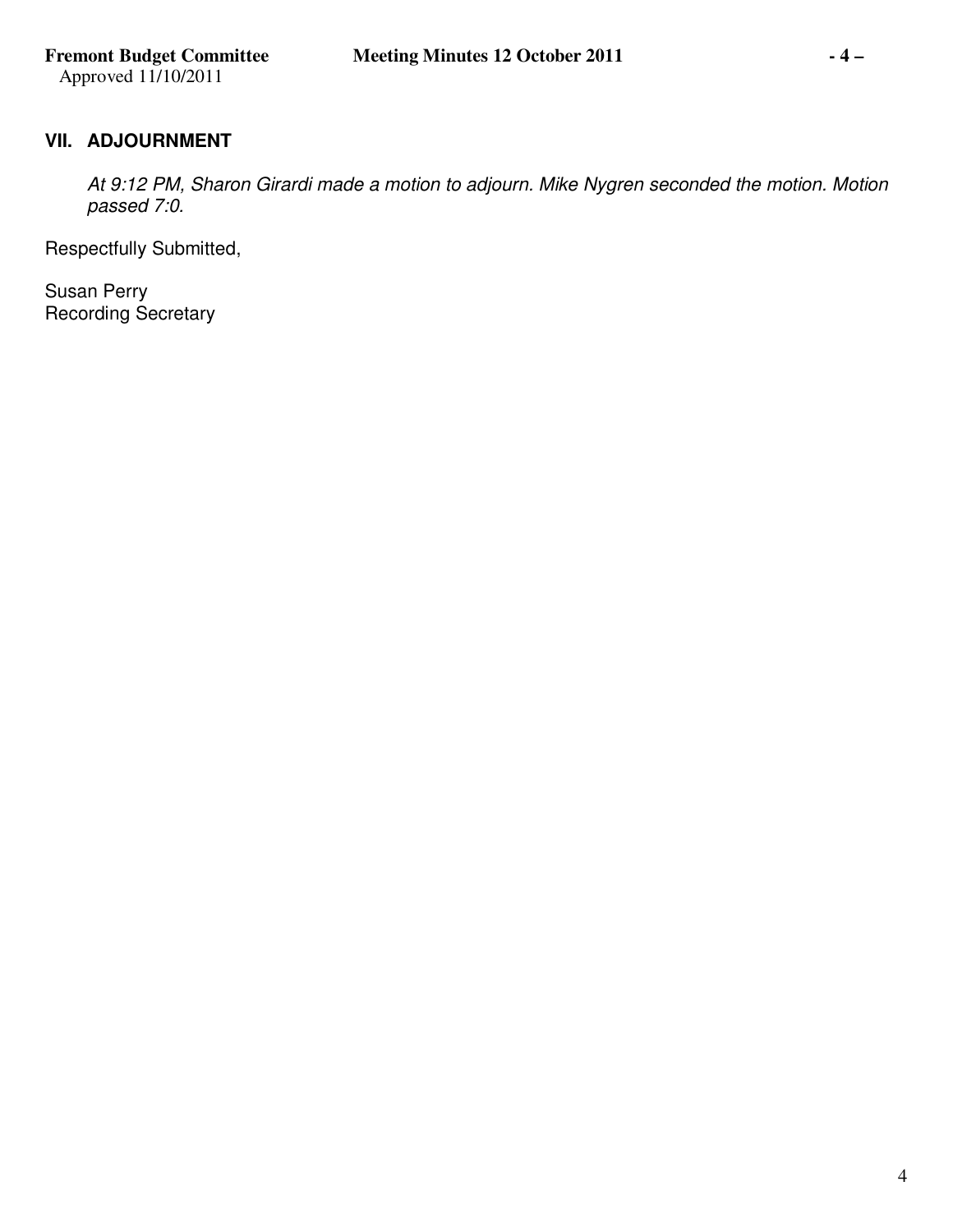## VII. ADJOURNMENT

*At 9:12 PM, Sharon Girardi made a motion to adjourn. Mike Nygren seconded the motion. Motion passed 7:0.*

Respectfully Submitted,

Susan Perry
Recording Secretary